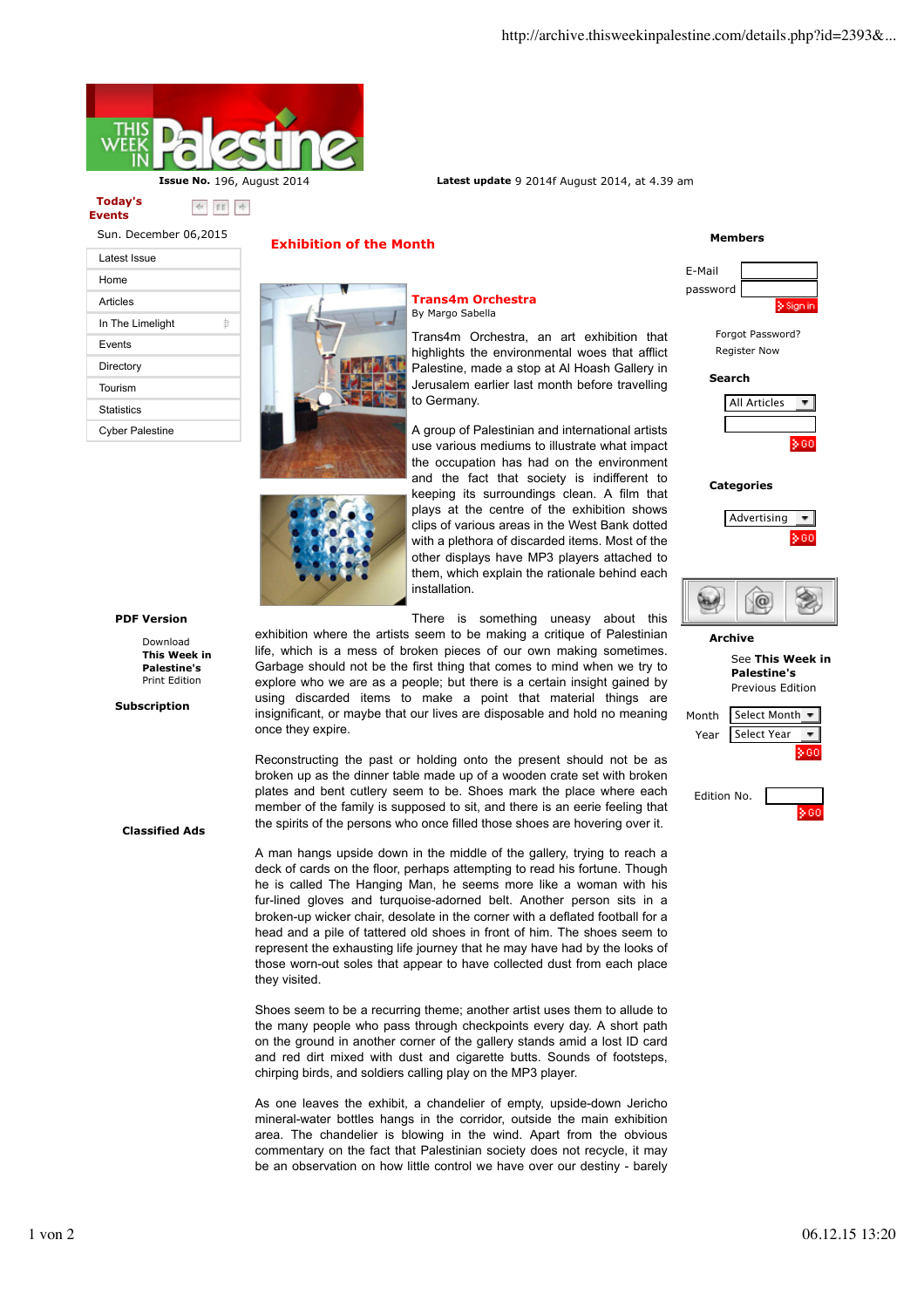Issue No. 196, August 2014

Latest update 9 2014f August 2014, at 4.39 am

Today's Events

Sun. December 06,2015

- Latest Issue
- Home
- Articles
- In The Limelight
- Events
- Directory
- Tourism
- Statistics
- Cyber Palestine

## Exhibition of the Month

### Trans4m Orchestra

By Margo Sabella

Trans4m Orchestra, an art exhibition that highlights the environmental woes that afflict Palestine, made a stop at Al Hoash Gallery in Jerusalem earlier last month before travelling to Germany.

A group of Palestinian and international artists use various mediums to illustrate what impact the occupation has had on the environment and the fact that society is indifferent to keeping its surroundings clean. A film that plays at the centre of the exhibition shows clips of various areas in the West Bank dotted with a plethora of discarded items. Most of the other displays have MP3 players attached to them, which explain the rationale behind each installation.

There is something uneasy about this exhibition where the artists seem to be making a critique of Palestinian life, which is a mess of broken pieces of our own making sometimes. Garbage should not be the first thing that comes to mind when we try to explore who we are as a people; but there is a certain insight gained by using discarded items to make a point that material things are insignificant, or maybe that our lives are disposable and hold no meaning once they expire.

Reconstructing the past or holding onto the present should not be as broken up as the dinner table made up of a wooden crate set with broken plates and bent cutlery seem to be. Shoes mark the place where each member of the family is supposed to sit, and there is an eerie feeling that the spirits of the persons who once filled those shoes are hovering over it.

A man hangs upside down in the middle of the gallery, trying to reach a deck of cards on the floor, perhaps attempting to read his fortune. Though he is called The Hanging Man, he seems more like a woman with his fur-lined gloves and turquoise-adorned belt. Another person sits in a broken-up wicker chair, desolate in the corner with a deflated football for a head and a pile of tattered old shoes in front of him. The shoes seem to represent the exhausting life journey that he may have had by the looks of those worn-out soles that appear to have collected dust from each place they visited.

Shoes seem to be a recurring theme; another artist uses them to allude to the many people who pass through checkpoints every day. A short path on the ground in another corner of the gallery stands amid a lost ID card and red dirt mixed with dust and cigarette butts. Sounds of footsteps, chirping birds, and soldiers calling play on the MP3 player.

As one leaves the exhibit, a chandelier of empty, upside-down Jericho mineral-water bottles hangs in the corridor, outside the main exhibition area. The chandelier is blowing in the wind. Apart from the obvious commentary on the fact that Palestinian society does not recycle, it may be an observation on how little control we have over our destiny - barely

**PDF Version**

Download **This Week in Palestine's** Print Edition

**Subscription**

**Classified Ads**

**Members**

E-Mail

password

Sign in

Forgot Password?

Register Now

**Search**

All Articles

GO

**Categories**

Advertising

GO

**Archive**

See **This Week in Palestine's** Previous Edition

Month Select Month

Year Select Year

GO

Edition No.

GO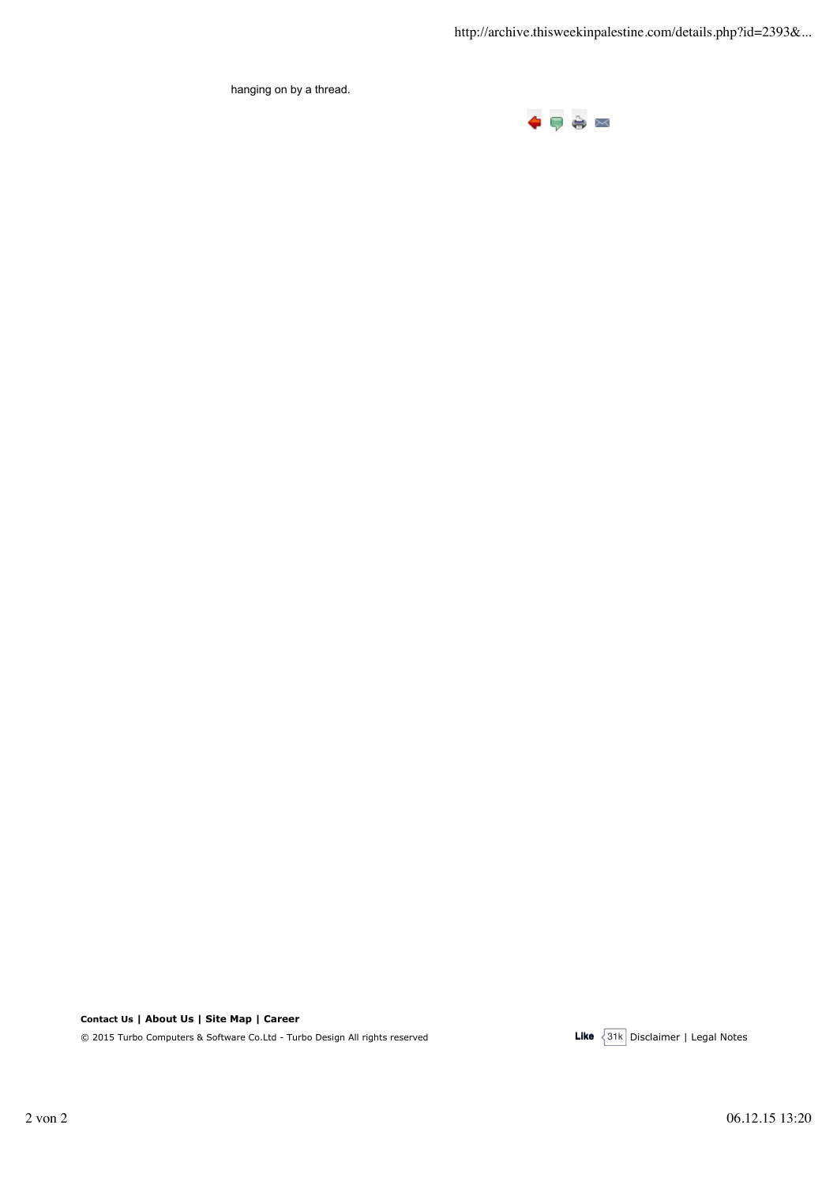hanging on by a thread.

**Contact Us | About Us | Site Map | Career**

© 2015 Turbo Computers & Software Co.Ltd - Turbo Design All rights reserved

Like 31k Disclaimer | Legal Notes